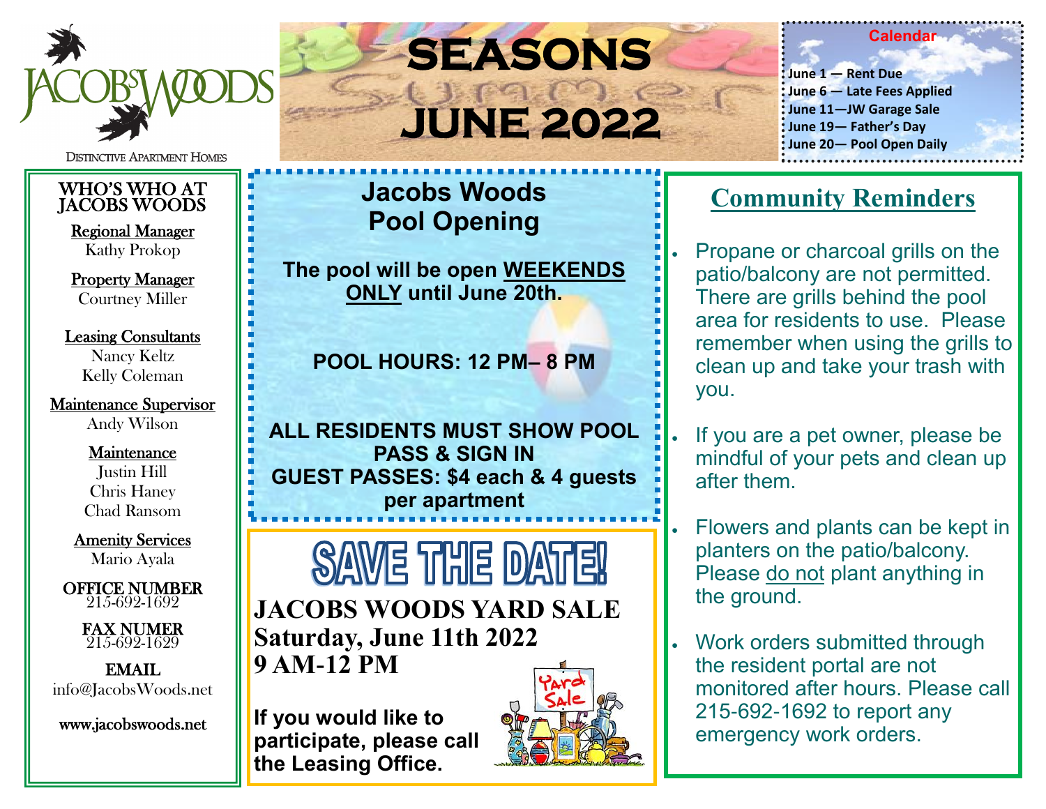# JACOBS WOODS

DISTINCTIVE APARTMENT HOMES

# SEASONS JUNE 2022

**Calendar**

- June 1 — Rent Due
- June 6 — Late Fees Applied
- June 11—JW Garage Sale
- June 19— Father's Day
- June 20— Pool Open Daily

## WHO'S WHO AT JACOBS WOODS

Regional Manager
Kathy Prokop

Property Manager
Courtney Miller

Leasing Consultants
Nancy Keltz
Kelly Coleman

Maintenance Supervisor
Andy Wilson

Maintenance
Justin Hill
Chris Haney
Chad Ransom

Amenity Services
Mario Ayala

OFFICE NUMBER
215-692-1692

FAX NUMER
215-692-1629

EMAIL
info@JacobsWoods.net

www.jacobswoods.net

## Jacobs Woods Pool Opening

**The pool will be open WEEKENDS ONLY until June 20th.**

**POOL HOURS: 12 PM– 8 PM**

**ALL RESIDENTS MUST SHOW POOL PASS & SIGN IN**
**GUEST PASSES: $4 each & 4 guests per apartment**

## SAVE THE DATE!

**JACOBS WOODS YARD SALE**
**Saturday, June 11th 2022**
**9 AM-12 PM**

**If you would like to participate, please call the Leasing Office.**

## Community Reminders

- Propane or charcoal grills on the patio/balcony are not permitted. There are grills behind the pool area for residents to use. Please remember when using the grills to clean up and take your trash with you.
- If you are a pet owner, please be mindful of your pets and clean up after them.
- Flowers and plants can be kept in planters on the patio/balcony. Please do not plant anything in the ground.
- Work orders submitted through the resident portal are not monitored after hours. Please call 215-692-1692 to report any emergency work orders.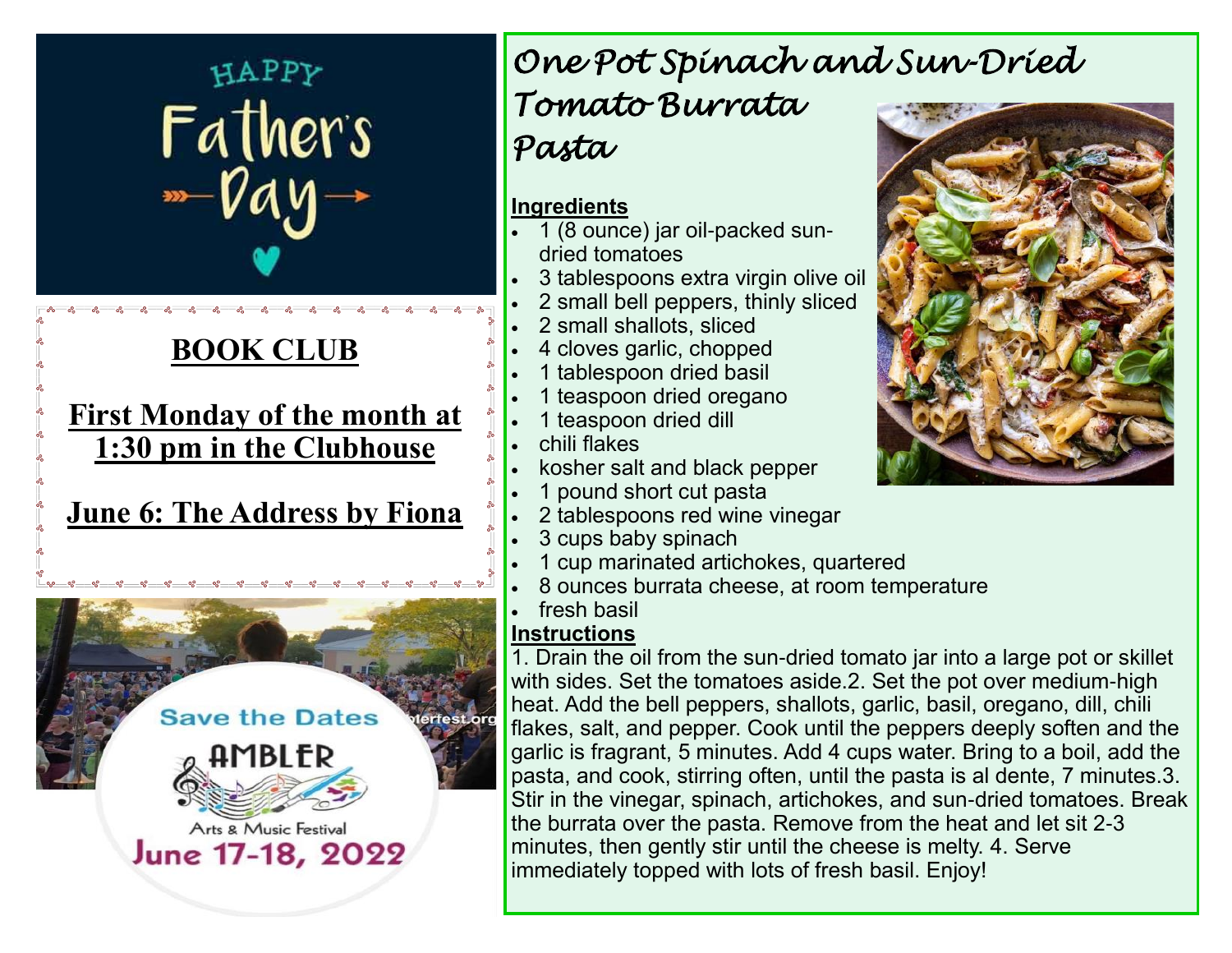# Happy Father's Day

## BOOK CLUB

**First Monday of the month at 1:30 pm in the Clubhouse**

**June 6: The Address by Fiona**

Save the Dates

AMBLER Arts & Music Festival

June 17-18, 2022

# *One Pot Spinach and Sun-Dried Tomato Burrata Pasta*

**Ingredients**

- 1 (8 ounce) jar oil-packed sun-dried tomatoes
- 3 tablespoons extra virgin olive oil
- 2 small bell peppers, thinly sliced
- 2 small shallots, sliced
- 4 cloves garlic, chopped
- 1 tablespoon dried basil
- 1 teaspoon dried oregano
- 1 teaspoon dried dill
- chili flakes
- kosher salt and black pepper
- 1 pound short cut pasta
- 2 tablespoons red wine vinegar
- 3 cups baby spinach
- 1 cup marinated artichokes, quartered
- 8 ounces burrata cheese, at room temperature
- fresh basil

**Instructions**

1. Drain the oil from the sun-dried tomato jar into a large pot or skillet with sides. Set the tomatoes aside.2. Set the pot over medium-high heat. Add the bell peppers, shallots, garlic, basil, oregano, dill, chili flakes, salt, and pepper. Cook until the peppers deeply soften and the garlic is fragrant, 5 minutes. Add 4 cups water. Bring to a boil, add the pasta, and cook, stirring often, until the pasta is al dente, 7 minutes.3. Stir in the vinegar, spinach, artichokes, and sun-dried tomatoes. Break the burrata over the pasta. Remove from the heat and let sit 2-3 minutes, then gently stir until the cheese is melty. 4. Serve immediately topped with lots of fresh basil. Enjoy!